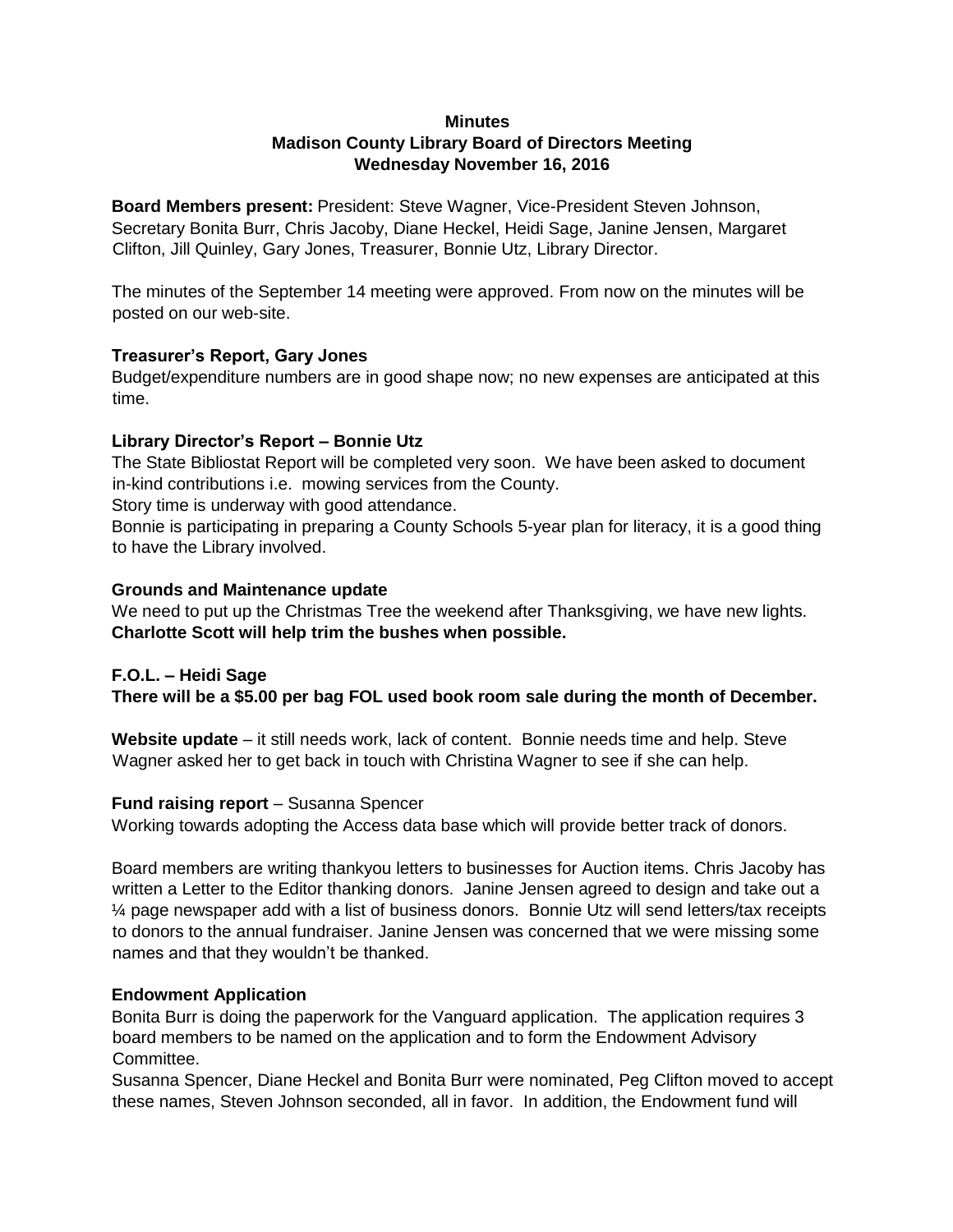**Minutes**
**Madison County Library Board of Directors Meeting**
**Wednesday November 16, 2016**

**Board Members present:** President: Steve Wagner, Vice-President Steven Johnson, Secretary Bonita Burr, Chris Jacoby, Diane Heckel, Heidi Sage, Janine Jensen, Margaret Clifton, Jill Quinley, Gary Jones, Treasurer, Bonnie Utz, Library Director.

The minutes of the September 14 meeting were approved. From now on the minutes will be posted on our web-site.

**Treasurer's Report, Gary Jones**
Budget/expenditure numbers are in good shape now; no new expenses are anticipated at this time.

**Library Director's Report – Bonnie Utz**
The State Bibliostat Report will be completed very soon. We have been asked to document in-kind contributions i.e. mowing services from the County.
Story time is underway with good attendance.
Bonnie is participating in preparing a County Schools 5-year plan for literacy, it is a good thing to have the Library involved.

**Grounds and Maintenance update**
We need to put up the Christmas Tree the weekend after Thanksgiving, we have new lights.
**Charlotte Scott will help trim the bushes when possible.**

**F.O.L. – Heidi Sage**
**There will be a $5.00 per bag FOL used book room sale during the month of December.**

**Website update** – it still needs work, lack of content. Bonnie needs time and help. Steve Wagner asked her to get back in touch with Christina Wagner to see if she can help.

**Fund raising report** – Susanna Spencer
Working towards adopting the Access data base which will provide better track of donors.

Board members are writing thankyou letters to businesses for Auction items. Chris Jacoby has written a Letter to the Editor thanking donors. Janine Jensen agreed to design and take out a ¼ page newspaper add with a list of business donors. Bonnie Utz will send letters/tax receipts to donors to the annual fundraiser. Janine Jensen was concerned that we were missing some names and that they wouldn't be thanked.

**Endowment Application**
Bonita Burr is doing the paperwork for the Vanguard application. The application requires 3 board members to be named on the application and to form the Endowment Advisory Committee.
Susanna Spencer, Diane Heckel and Bonita Burr were nominated, Peg Clifton moved to accept these names, Steven Johnson seconded, all in favor. In addition, the Endowment fund will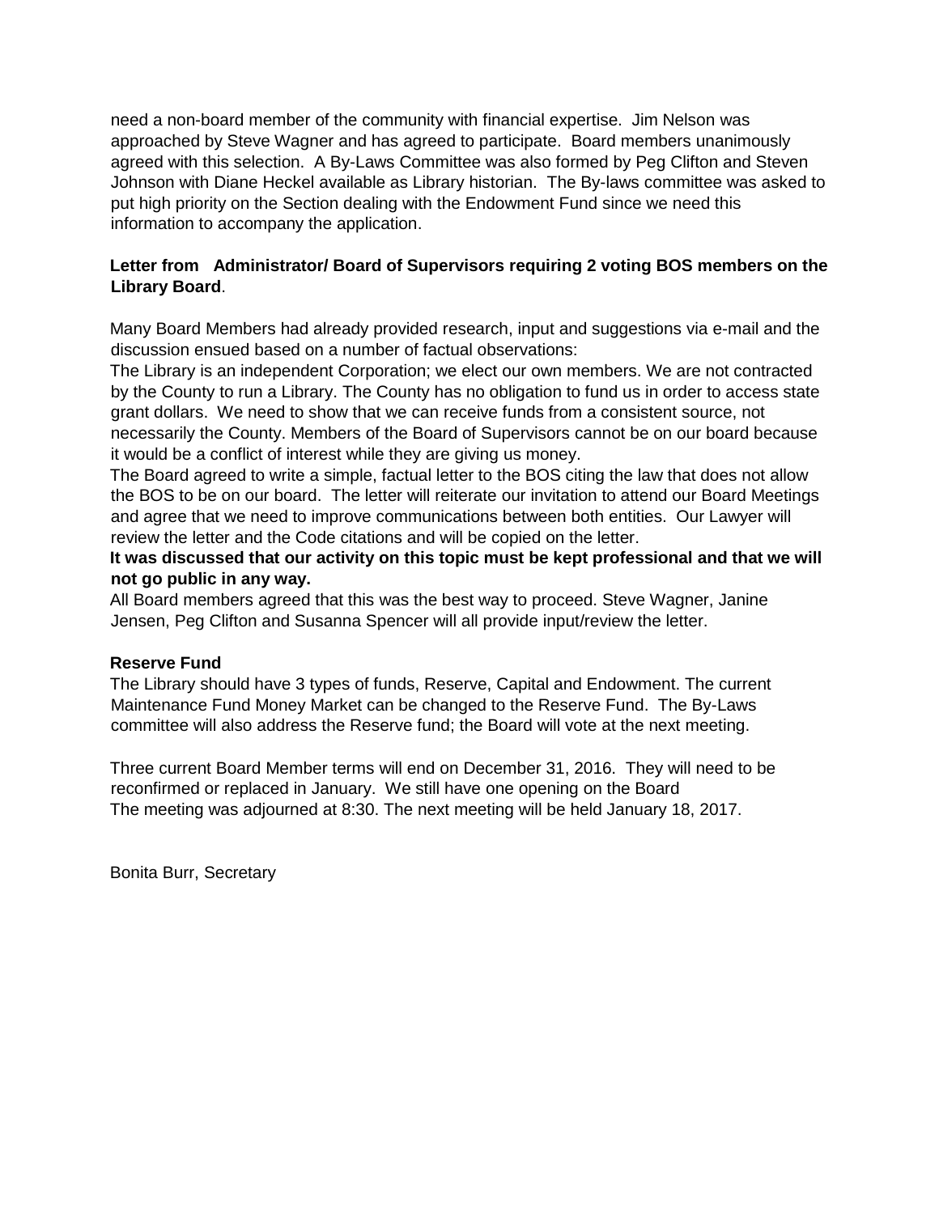need a non-board member of the community with financial expertise. Jim Nelson was approached by Steve Wagner and has agreed to participate. Board members unanimously agreed with this selection. A By-Laws Committee was also formed by Peg Clifton and Steven Johnson with Diane Heckel available as Library historian. The By-laws committee was asked to put high priority on the Section dealing with the Endowment Fund since we need this information to accompany the application.

**Letter from Administrator/ Board of Supervisors requiring 2 voting BOS members on the Library Board**.

Many Board Members had already provided research, input and suggestions via e-mail and the discussion ensued based on a number of factual observations:

The Library is an independent Corporation; we elect our own members. We are not contracted by the County to run a Library. The County has no obligation to fund us in order to access state grant dollars. We need to show that we can receive funds from a consistent source, not necessarily the County. Members of the Board of Supervisors cannot be on our board because it would be a conflict of interest while they are giving us money.

The Board agreed to write a simple, factual letter to the BOS citing the law that does not allow the BOS to be on our board. The letter will reiterate our invitation to attend our Board Meetings and agree that we need to improve communications between both entities. Our Lawyer will review the letter and the Code citations and will be copied on the letter.

**It was discussed that our activity on this topic must be kept professional and that we will not go public in any way.**

All Board members agreed that this was the best way to proceed. Steve Wagner, Janine Jensen, Peg Clifton and Susanna Spencer will all provide input/review the letter.

**Reserve Fund**

The Library should have 3 types of funds, Reserve, Capital and Endowment. The current Maintenance Fund Money Market can be changed to the Reserve Fund. The By-Laws committee will also address the Reserve fund; the Board will vote at the next meeting.

Three current Board Member terms will end on December 31, 2016. They will need to be reconfirmed or replaced in January. We still have one opening on the Board
The meeting was adjourned at 8:30. The next meeting will be held January 18, 2017.

Bonita Burr, Secretary